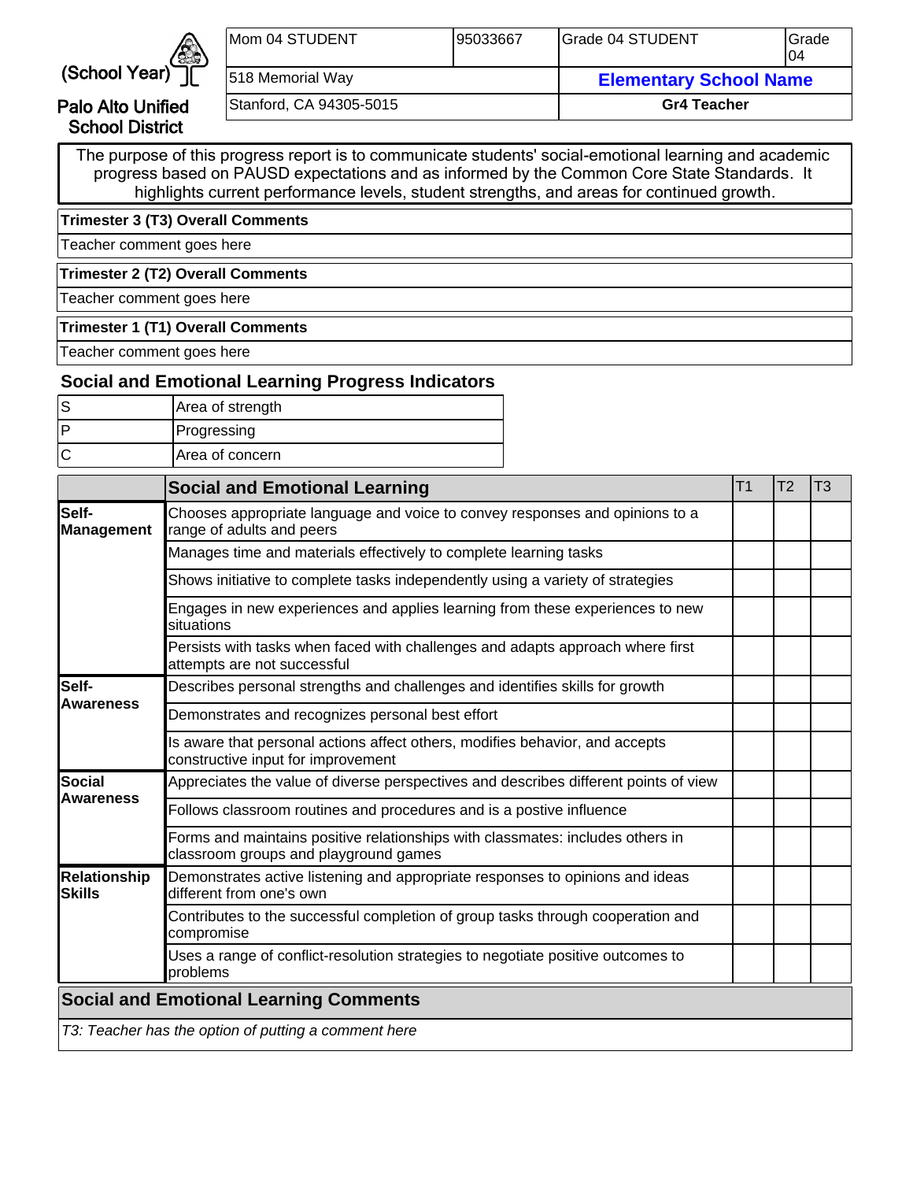(School Year)

Palo Alto Unified School District

| Mom 04 STUDENT | 95033667 | Grade 04 STUDENT | Grade 04 |
|---|---|---|---|
| 518 Memorial Way | | **Elementary School Name** | |
| Stanford, CA 94305-5015 | | **Gr4 Teacher** | |

The purpose of this progress report is to communicate students' social-emotional learning and academic progress based on PAUSD expectations and as informed by the Common Core State Standards. It highlights current performance levels, student strengths, and areas for continued growth.

**Trimester 3 (T3) Overall Comments**

Teacher comment goes here

**Trimester 2 (T2) Overall Comments**

Teacher comment goes here

**Trimester 1 (T1) Overall Comments**

Teacher comment goes here

## Social and Emotional Learning Progress Indicators

| | |
|---|---|
| S | Area of strength |
| P | Progressing |
| C | Area of concern |

| | Social and Emotional Learning | T1 | T2 | T3 |
|---|---|---|---|---|
| **Self-Management** | Chooses appropriate language and voice to convey responses and opinions to a range of adults and peers | | | |
| | Manages time and materials effectively to complete learning tasks | | | |
| | Shows initiative to complete tasks independently using a variety of strategies | | | |
| | Engages in new experiences and applies learning from these experiences to new situations | | | |
| | Persists with tasks when faced with challenges and adapts approach where first attempts are not successful | | | |
| **Self-Awareness** | Describes personal strengths and challenges and identifies skills for growth | | | |
| | Demonstrates and recognizes personal best effort | | | |
| | Is aware that personal actions affect others, modifies behavior, and accepts constructive input for improvement | | | |
| **Social Awareness** | Appreciates the value of diverse perspectives and describes different points of view | | | |
| | Follows classroom routines and procedures and is a postive influence | | | |
| | Forms and maintains positive relationships with classmates: includes others in classroom groups and playground games | | | |
| **Relationship Skills** | Demonstrates active listening and appropriate responses to opinions and ideas different from one's own | | | |
| | Contributes to the successful completion of group tasks through cooperation and compromise | | | |
| | Uses a range of conflict-resolution strategies to negotiate positive outcomes to problems | | | |

**Social and Emotional Learning Comments**

*T3: Teacher has the option of putting a comment here*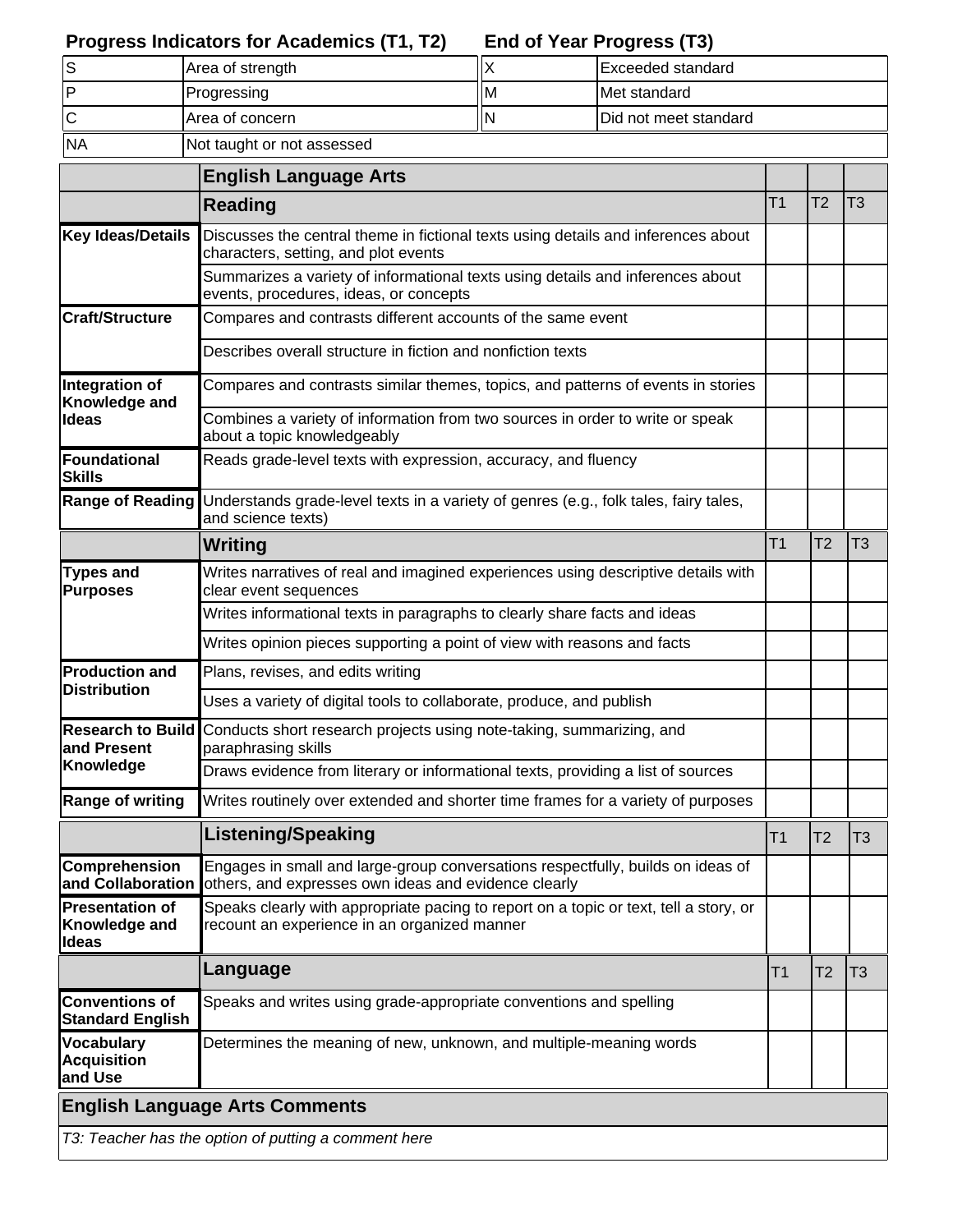| Progress Indicators for Academics (T1, T2) | | End of Year Progress (T3) | |
|---|---|---|---|
| S | Area of strength | X | Exceeded standard |
| P | Progressing | M | Met standard |
| C | Area of concern | N | Did not meet standard |
| NA | Not taught or not assessed | | |

| | English Language Arts | | | |
|---|---|---|---|---|
| | **Reading** | T1 | T2 | T3 |
| **Key Ideas/Details** | Discusses the central theme in fictional texts using details and inferences about characters, setting, and plot events | | | |
| | Summarizes a variety of informational texts using details and inferences about events, procedures, ideas, or concepts | | | |
| **Craft/Structure** | Compares and contrasts different accounts of the same event | | | |
| | Describes overall structure in fiction and nonfiction texts | | | |
| **Integration of Knowledge and Ideas** | Compares and contrasts similar themes, topics, and patterns of events in stories | | | |
| | Combines a variety of information from two sources in order to write or speak about a topic knowledgeably | | | |
| **Foundational Skills** | Reads grade-level texts with expression, accuracy, and fluency | | | |
| **Range of Reading** | Understands grade-level texts in a variety of genres (e.g., folk tales, fairy tales, and science texts) | | | |
| | **Writing** | T1 | T2 | T3 |
| **Types and Purposes** | Writes narratives of real and imagined experiences using descriptive details with clear event sequences | | | |
| | Writes informational texts in paragraphs to clearly share facts and ideas | | | |
| | Writes opinion pieces supporting a point of view with reasons and facts | | | |
| **Production and Distribution** | Plans, revises, and edits writing | | | |
| | Uses a variety of digital tools to collaborate, produce, and publish | | | |
| **Research to Build and Present Knowledge** | Conducts short research projects using note-taking, summarizing, and paraphrasing skills | | | |
| | Draws evidence from literary or informational texts, providing a list of sources | | | |
| **Range of writing** | Writes routinely over extended and shorter time frames for a variety of purposes | | | |
| | **Listening/Speaking** | T1 | T2 | T3 |
| **Comprehension and Collaboration** | Engages in small and large-group conversations respectfully, builds on ideas of others, and expresses own ideas and evidence clearly | | | |
| **Presentation of Knowledge and Ideas** | Speaks clearly with appropriate pacing to report on a topic or text, tell a story, or recount an experience in an organized manner | | | |
| | **Language** | T1 | T2 | T3 |
| **Conventions of Standard English** | Speaks and writes using grade-appropriate conventions and spelling | | | |
| **Vocabulary Acquisition and Use** | Determines the meaning of new, unknown, and multiple-meaning words | | | |

**English Language Arts Comments**

*T3: Teacher has the option of putting a comment here*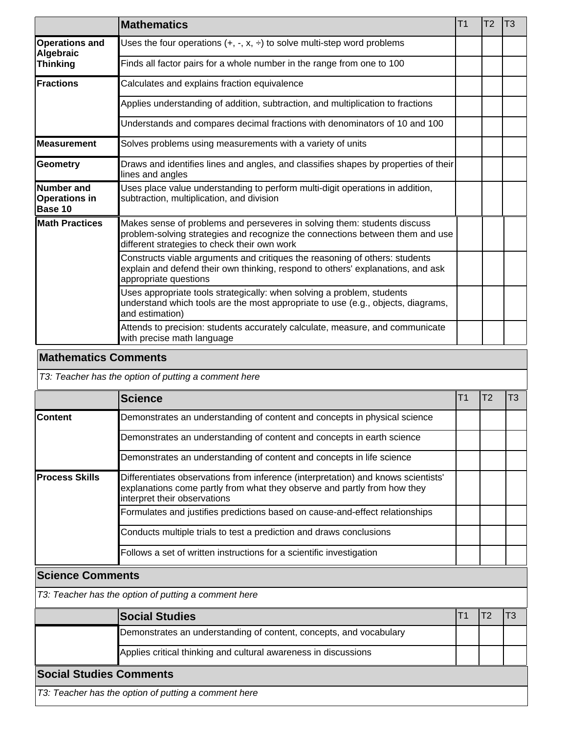| | Mathematics | T1 | T2 | T3 |
|---|---|---|---|---|
| **Operations and Algebraic Thinking** | Uses the four operations (+, -, x, ÷) to solve multi-step word problems | | | |
| | Finds all factor pairs for a whole number in the range from one to 100 | | | |
| **Fractions** | Calculates and explains fraction equivalence | | | |
| | Applies understanding of addition, subtraction, and multiplication to fractions | | | |
| | Understands and compares decimal fractions with denominators of 10 and 100 | | | |
| **Measurement** | Solves problems using measurements with a variety of units | | | |
| **Geometry** | Draws and identifies lines and angles, and classifies shapes by properties of their lines and angles | | | |
| **Number and Operations in Base 10** | Uses place value understanding to perform multi-digit operations in addition, subtraction, multiplication, and division | | | |
| **Math Practices** | Makes sense of problems and perseveres in solving them: students discuss problem-solving strategies and recognize the connections between them and use different strategies to check their own work | | | |
| | Constructs viable arguments and critiques the reasoning of others: students explain and defend their own thinking, respond to others' explanations, and ask appropriate questions | | | |
| | Uses appropriate tools strategically: when solving a problem, students understand which tools are the most appropriate to use (e.g., objects, diagrams, and estimation) | | | |
| | Attends to precision: students accurately calculate, measure, and communicate with precise math language | | | |

**Mathematics Comments**

*T3: Teacher has the option of putting a comment here*

| | Science | T1 | T2 | T3 |
|---|---|---|---|---|
| **Content** | Demonstrates an understanding of content and concepts in physical science | | | |
| | Demonstrates an understanding of content and concepts in earth science | | | |
| | Demonstrates an understanding of content and concepts in life science | | | |
| **Process Skills** | Differentiates observations from inference (interpretation) and knows scientists' explanations come partly from what they observe and partly from how they interpret their observations | | | |
| | Formulates and justifies predictions based on cause-and-effect relationships | | | |
| | Conducts multiple trials to test a prediction and draws conclusions | | | |
| | Follows a set of written instructions for a scientific investigation | | | |

**Science Comments**

*T3: Teacher has the option of putting a comment here*

| | Social Studies | T1 | T2 | T3 |
|---|---|---|---|---|
| | Demonstrates an understanding of content, concepts, and vocabulary | | | |
| | Applies critical thinking and cultural awareness in discussions | | | |

**Social Studies Comments**

*T3: Teacher has the option of putting a comment here*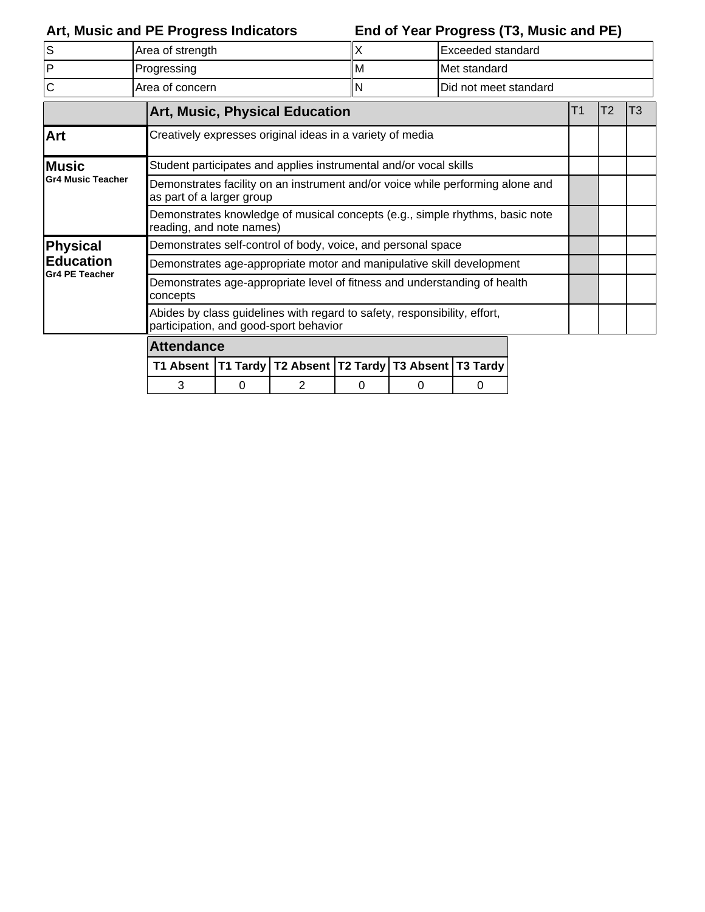| Art, Music and PE Progress Indicators | |
|---|---|
| S | Area of strength |
| P | Progressing |
| C | Area of concern |

| End of Year Progress (T3, Music and PE) | |
|---|---|
| X | Exceeded standard |
| M | Met standard |
| N | Did not meet standard |

| | Art, Music, Physical Education | T1 | T2 | T3 |
|---|---|---|---|---|
| **Art** | Creatively expresses original ideas in a variety of media | | | |
| **Music**<br>Gr4 Music Teacher | Student participates and applies instrumental and/or vocal skills | | | |
| | Demonstrates facility on an instrument and/or voice while performing alone and as part of a larger group | | | |
| | Demonstrates knowledge of musical concepts (e.g., simple rhythms, basic note reading, and note names) | | | |
| **Physical Education**<br>Gr4 PE Teacher | Demonstrates self-control of body, voice, and personal space | | | |
| | Demonstrates age-appropriate motor and manipulative skill development | | | |
| | Demonstrates age-appropriate level of fitness and understanding of health concepts | | | |
| | Abides by class guidelines with regard to safety, responsibility, effort, participation, and good-sport behavior | | | |

**Attendance**

| T1 Absent | T1 Tardy | T2 Absent | T2 Tardy | T3 Absent | T3 Tardy |
|---|---|---|---|---|---|
| 3 | 0 | 2 | 0 | 0 | 0 |